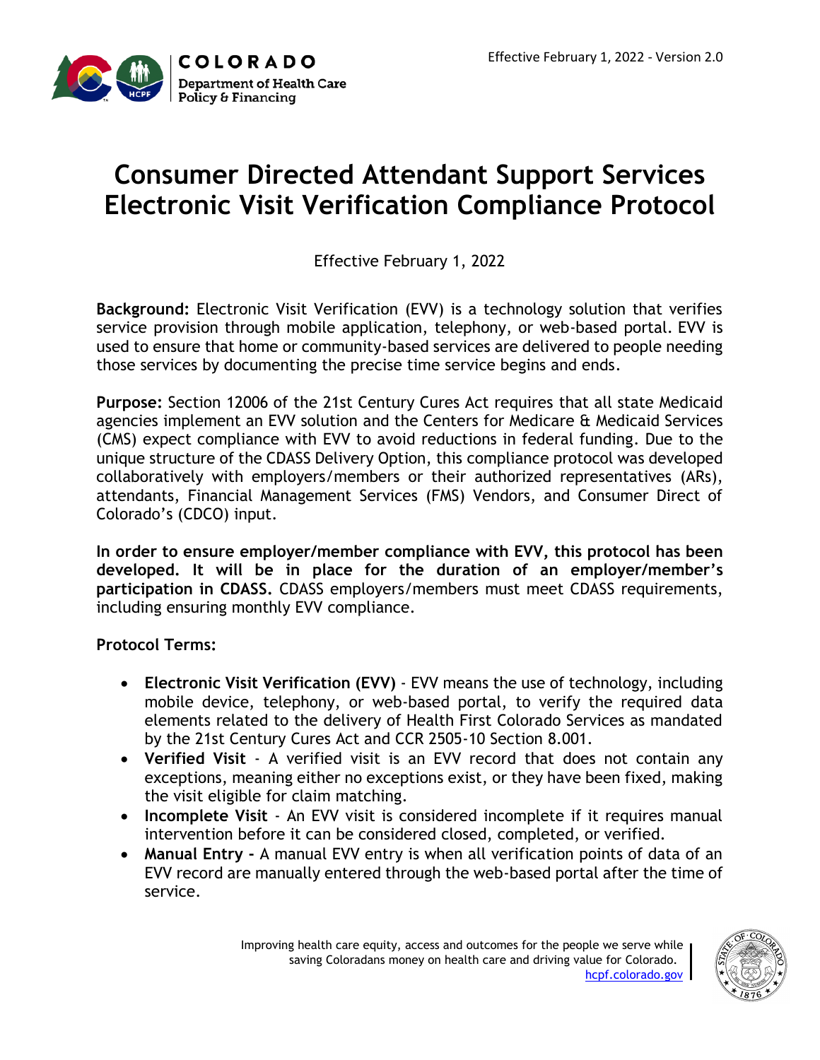Effective February 1, 2022 - Version 2.0

# Consumer Directed Attendant Support Services Electronic Visit Verification Compliance Protocol

Effective February 1, 2022

**Background:** Electronic Visit Verification (EVV) is a technology solution that verifies service provision through mobile application, telephony, or web-based portal. EVV is used to ensure that home or community-based services are delivered to people needing those services by documenting the precise time service begins and ends.

**Purpose:** Section 12006 of the 21st Century Cures Act requires that all state Medicaid agencies implement an EVV solution and the Centers for Medicare & Medicaid Services (CMS) expect compliance with EVV to avoid reductions in federal funding. Due to the unique structure of the CDASS Delivery Option, this compliance protocol was developed collaboratively with employers/members or their authorized representatives (ARs), attendants, Financial Management Services (FMS) Vendors, and Consumer Direct of Colorado's (CDCO) input.

**In order to ensure employer/member compliance with EVV, this protocol has been developed. It will be in place for the duration of an employer/member's participation in CDASS.** CDASS employers/members must meet CDASS requirements, including ensuring monthly EVV compliance.

**Protocol Terms:**

- **Electronic Visit Verification (EVV)** - EVV means the use of technology, including mobile device, telephony, or web-based portal, to verify the required data elements related to the delivery of Health First Colorado Services as mandated by the 21st Century Cures Act and CCR 2505-10 Section 8.001.
- **Verified Visit** - A verified visit is an EVV record that does not contain any exceptions, meaning either no exceptions exist, or they have been fixed, making the visit eligible for claim matching.
- **Incomplete Visit** - An EVV visit is considered incomplete if it requires manual intervention before it can be considered closed, completed, or verified.
- **Manual Entry -** A manual EVV entry is when all verification points of data of an EVV record are manually entered through the web-based portal after the time of service.

Improving health care equity, access and outcomes for the people we serve while saving Coloradans money on health care and driving value for Colorado.
hcpf.colorado.gov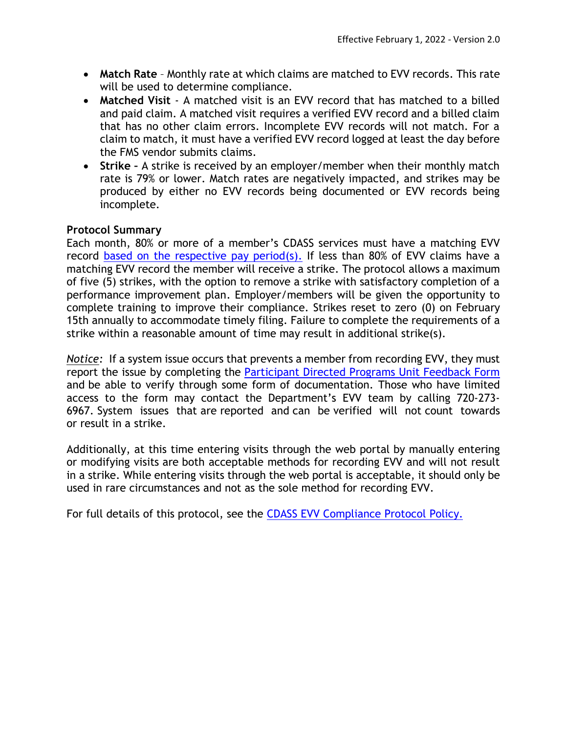- **Match Rate** – Monthly rate at which claims are matched to EVV records. This rate will be used to determine compliance.
- **Matched Visit** - A matched visit is an EVV record that has matched to a billed and paid claim. A matched visit requires a verified EVV record and a billed claim that has no other claim errors. Incomplete EVV records will not match. For a claim to match, it must have a verified EVV record logged at least the day before the FMS vendor submits claims.
- **Strike –** A strike is received by an employer/member when their monthly match rate is 79% or lower. Match rates are negatively impacted, and strikes may be produced by either no EVV records being documented or EVV records being incomplete.

**Protocol Summary**

Each month, 80% or more of a member's CDASS services must have a matching EVV record based on the respective pay period(s). If less than 80% of EVV claims have a matching EVV record the member will receive a strike. The protocol allows a maximum of five (5) strikes, with the option to remove a strike with satisfactory completion of a performance improvement plan. Employer/members will be given the opportunity to complete training to improve their compliance. Strikes reset to zero (0) on February 15th annually to accommodate timely filing. Failure to complete the requirements of a strike within a reasonable amount of time may result in additional strike(s).

*Notice:* If a system issue occurs that prevents a member from recording EVV, they must report the issue by completing the Participant Directed Programs Unit Feedback Form and be able to verify through some form of documentation. Those who have limited access to the form may contact the Department's EVV team by calling 720-273-6967. System issues that are reported and can be verified will not count towards or result in a strike.

Additionally, at this time entering visits through the web portal by manually entering or modifying visits are both acceptable methods for recording EVV and will not result in a strike. While entering visits through the web portal is acceptable, it should only be used in rare circumstances and not as the sole method for recording EVV.

For full details of this protocol, see the CDASS EVV Compliance Protocol Policy.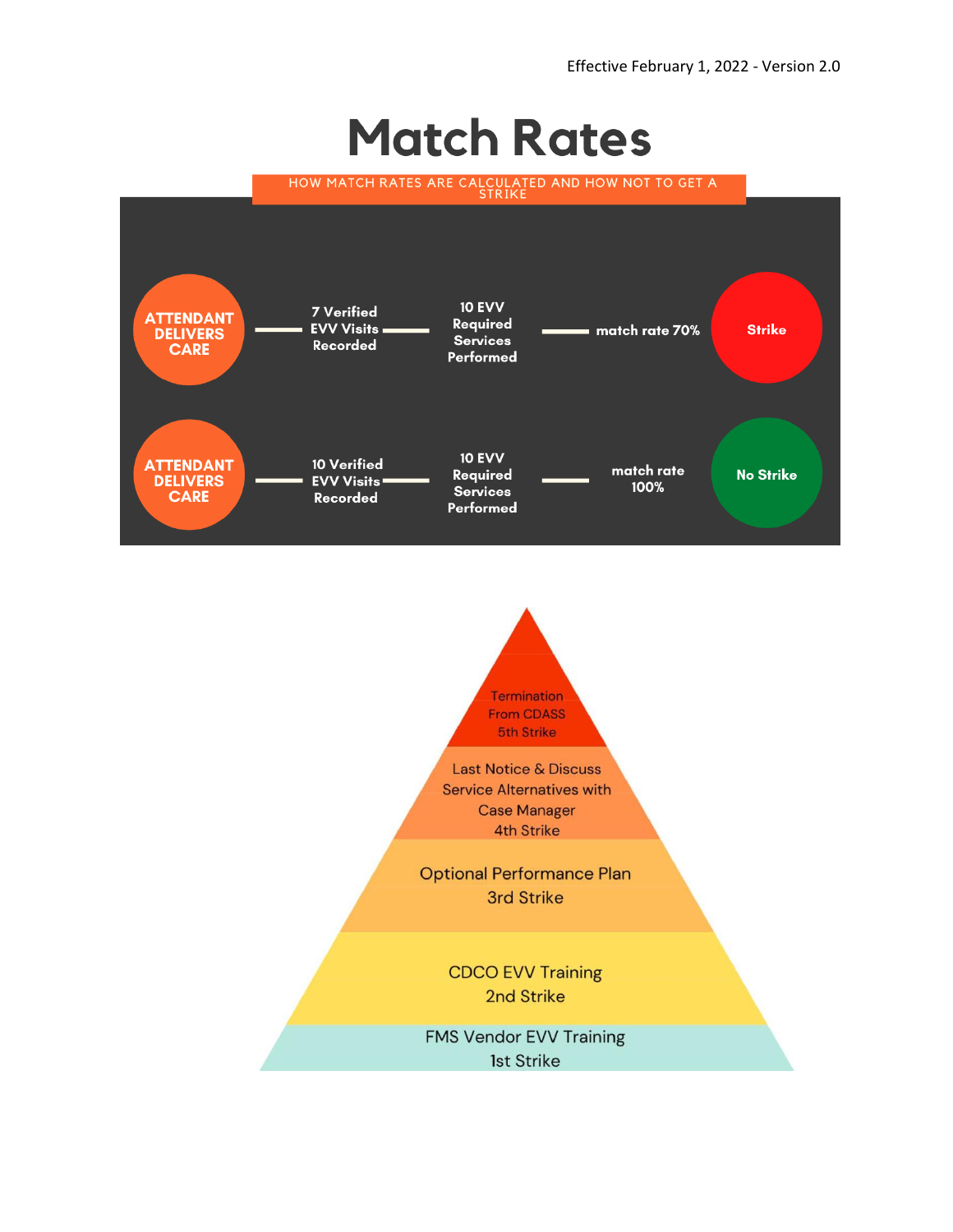Effective February 1, 2022 - Version 2.0

# Match Rates

HOW MATCH RATES ARE CALCULATED AND HOW NOT TO GET A STRIKE

ATTENDANT DELIVERS CARE — 7 Verified EVV Visits Recorded — 10 EVV Required Services Performed — match rate 70% — Strike

ATTENDANT DELIVERS CARE — 10 Verified EVV Visits Recorded — 10 EVV Required Services Performed — match rate 100% — No Strike

- Termination From CDASS 5th Strike
- Last Notice & Discuss Service Alternatives with Case Manager 4th Strike
- Optional Performance Plan 3rd Strike
- CDCO EVV Training 2nd Strike
- FMS Vendor EVV Training 1st Strike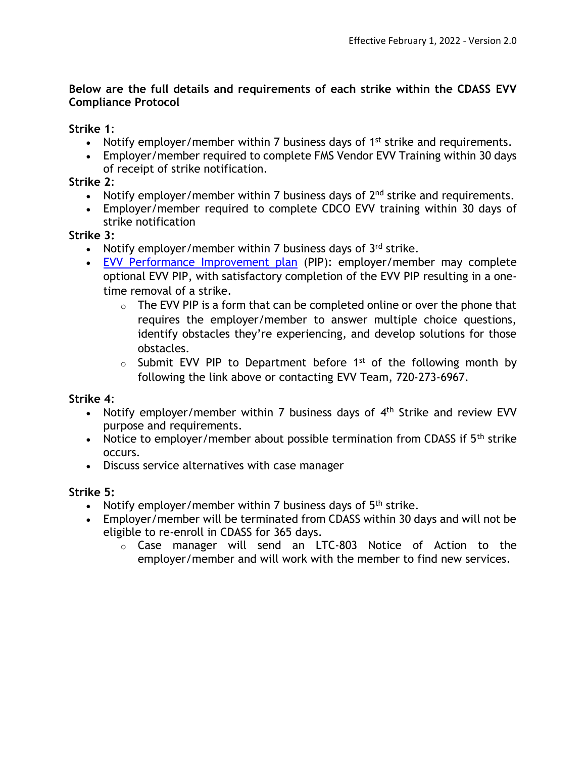**Below are the full details and requirements of each strike within the CDASS EVV Compliance Protocol**

**Strike 1**:

- Notify employer/member within 7 business days of 1st strike and requirements.
- Employer/member required to complete FMS Vendor EVV Training within 30 days of receipt of strike notification.

**Strike 2**:

- Notify employer/member within 7 business days of 2nd strike and requirements.
- Employer/member required to complete CDCO EVV training within 30 days of strike notification

**Strike 3:**

- Notify employer/member within 7 business days of 3rd strike.
- EVV Performance Improvement plan (PIP): employer/member may complete optional EVV PIP, with satisfactory completion of the EVV PIP resulting in a one-time removal of a strike.
    - The EVV PIP is a form that can be completed online or over the phone that requires the employer/member to answer multiple choice questions, identify obstacles they're experiencing, and develop solutions for those obstacles.
    - Submit EVV PIP to Department before 1st of the following month by following the link above or contacting EVV Team, 720-273-6967.

**Strike 4**:

- Notify employer/member within 7 business days of 4th Strike and review EVV purpose and requirements.
- Notice to employer/member about possible termination from CDASS if 5th strike occurs.
- Discuss service alternatives with case manager

**Strike 5:**

- Notify employer/member within 7 business days of 5th strike.
- Employer/member will be terminated from CDASS within 30 days and will not be eligible to re-enroll in CDASS for 365 days.
    - Case manager will send an LTC-803 Notice of Action to the employer/member and will work with the member to find new services.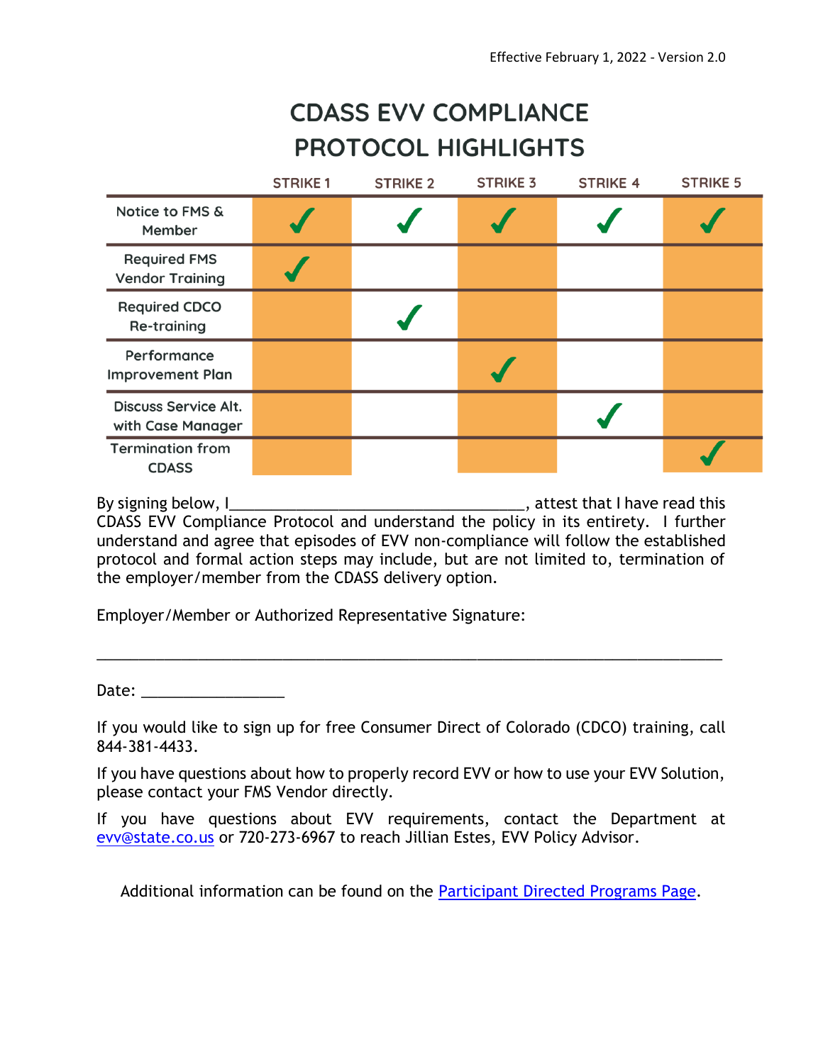Effective February 1, 2022 - Version 2.0

# CDASS EVV COMPLIANCE PROTOCOL HIGHLIGHTS

| | STRIKE 1 | STRIKE 2 | STRIKE 3 | STRIKE 4 | STRIKE 5 |
|---|---|---|---|---|---|
| Notice to FMS & Member | ✓ | ✓ | ✓ | ✓ | ✓ |
| Required FMS Vendor Training | ✓ | | | | |
| Required CDCO Re-training | | ✓ | | | |
| Performance Improvement Plan | | | ✓ | | |
| Discuss Service Alt. with Case Manager | | | | ✓ | |
| Termination from CDASS | | | | | ✓ |

By signing below, I_________________________________, attest that I have read this CDASS EVV Compliance Protocol and understand the policy in its entirety. I further understand and agree that episodes of EVV non-compliance will follow the established protocol and formal action steps may include, but are not limited to, termination of the employer/member from the CDASS delivery option.

Employer/Member or Authorized Representative Signature:

_____________________________________________________________________

Date: ________________

If you would like to sign up for free Consumer Direct of Colorado (CDCO) training, call 844-381-4433.

If you have questions about how to properly record EVV or how to use your EVV Solution, please contact your FMS Vendor directly.

If you have questions about EVV requirements, contact the Department at evv@state.co.us or 720-273-6967 to reach Jillian Estes, EVV Policy Advisor.

Additional information can be found on the Participant Directed Programs Page.